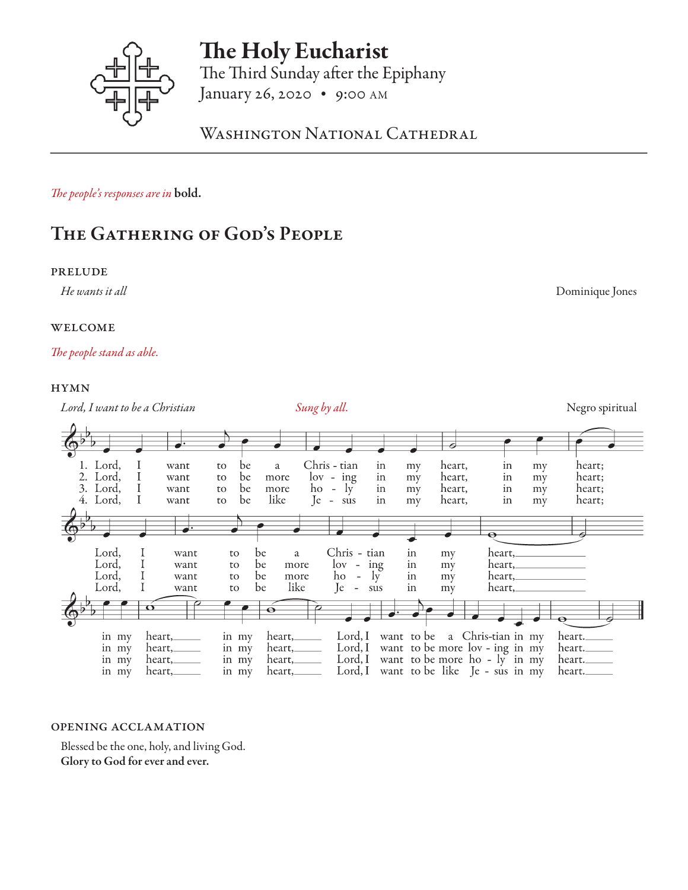# The Holy Eucharist

The Third Sunday after the Epiphany
January 26, 2020 • 9:00 AM

Washington National Cathedral

*The people's responses are in* **bold.**

## The Gathering of God's People

### PRELUDE

*He wants it all* — Dominique Jones

### WELCOME

*The people stand as able.*

### HYMN

*Lord, I want to be a Christian* — *Sung by all.* — Negro spiritual

1. Lord, I want to be a Christian in my heart, in my heart; Lord, I want to be a Christian in my heart, in my heart, in my heart, Lord, I want to be a Christian in my heart.
2. Lord, I want to be more loving in my heart, in my heart; Lord, I want to be more loving in my heart, in my heart, in my heart, Lord, I want to be more loving in my heart.
3. Lord, I want to be more holy in my heart, in my heart; Lord, I want to be more holy in my heart, in my heart, in my heart, Lord, I want to be more holy in my heart.
4. Lord, I want to be like Jesus in my heart, in my heart; Lord, I want to be like Jesus in my heart, in my heart, in my heart, Lord, I want to be like Jesus in my heart.

### OPENING ACCLAMATION

Blessed be the one, holy, and living God.
**Glory to God for ever and ever.**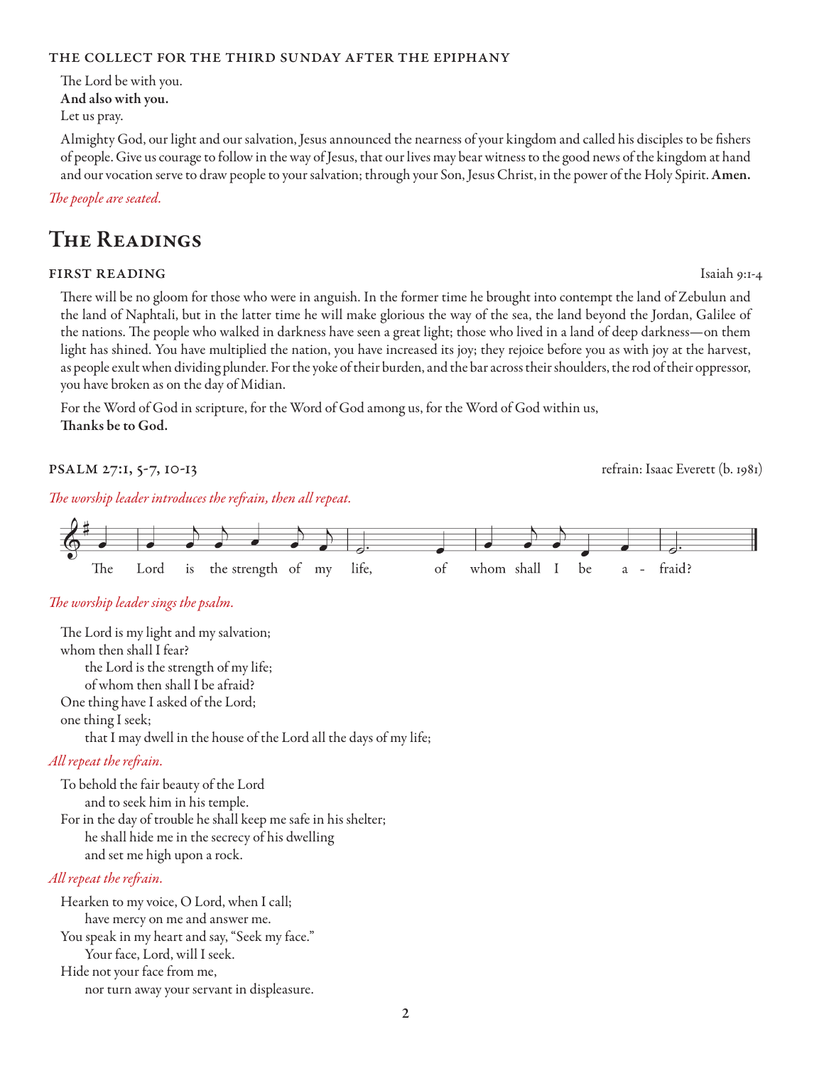#### THE COLLECT FOR THE THIRD SUNDAY AFTER THE EPIPHANY

The Lord be with you.
**And also with you.**
Let us pray.

Almighty God, our light and our salvation, Jesus announced the nearness of your kingdom and called his disciples to be fishers of people. Give us courage to follow in the way of Jesus, that our lives may bear witness to the good news of the kingdom at hand and our vocation serve to draw people to your salvation; through your Son, Jesus Christ, in the power of the Holy Spirit. **Amen.**

*The people are seated.*

## The Readings

#### FIRST READING — Isaiah 9:1-4

There will be no gloom for those who were in anguish. In the former time he brought into contempt the land of Zebulun and the land of Naphtali, but in the latter time he will make glorious the way of the sea, the land beyond the Jordan, Galilee of the nations. The people who walked in darkness have seen a great light; those who lived in a land of deep darkness—on them light has shined. You have multiplied the nation, you have increased its joy; they rejoice before you as with joy at the harvest, as people exult when dividing plunder. For the yoke of their burden, and the bar across their shoulders, the rod of their oppressor, you have broken as on the day of Midian.

For the Word of God in scripture, for the Word of God among us, for the Word of God within us,
**Thanks be to God.**

#### PSALM 27:1, 5-7, 10-13 — refrain: Isaac Everett (b. 1981)

*The worship leader introduces the refrain, then all repeat.*

The Lord is the strength of my life, of whom shall I be afraid?

*The worship leader sings the psalm.*

The Lord is my light and my salvation;
whom then shall I fear?
  the Lord is the strength of my life;
  of whom then shall I be afraid?
One thing have I asked of the Lord;
one thing I seek;
  that I may dwell in the house of the Lord all the days of my life;

*All repeat the refrain.*

To behold the fair beauty of the Lord
  and to seek him in his temple.
For in the day of trouble he shall keep me safe in his shelter;
  he shall hide me in the secrecy of his dwelling
  and set me high upon a rock.

*All repeat the refrain.*

Hearken to my voice, O Lord, when I call;
  have mercy on me and answer me.
You speak in my heart and say, "Seek my face."
  Your face, Lord, will I seek.
Hide not your face from me,
  nor turn away your servant in displeasure.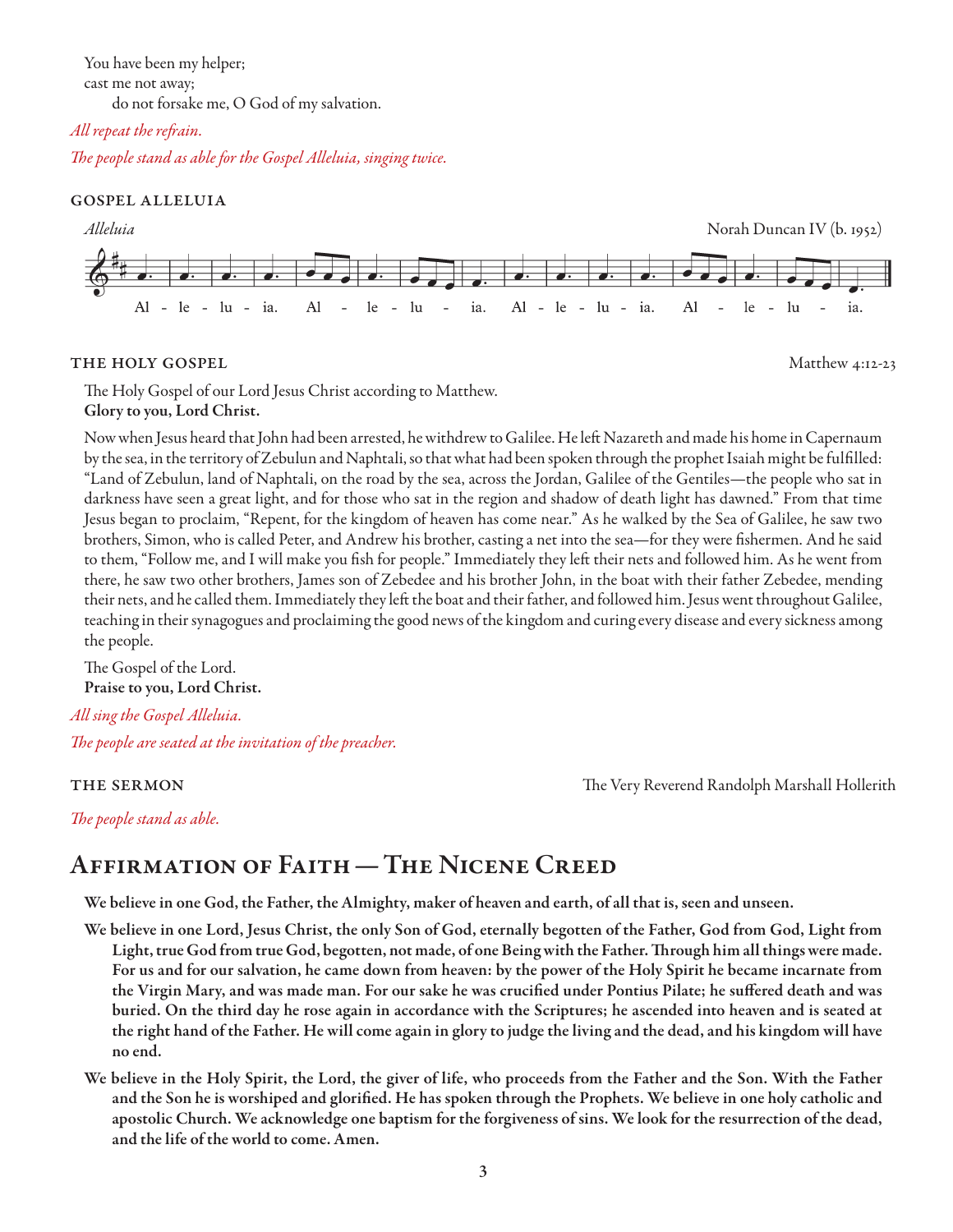You have been my helper;
cast me not away;
  do not forsake me, O God of my salvation.

*All repeat the refrain.*

*The people stand as able for the Gospel Alleluia, singing twice.*

### Gospel Alleluia

*Alleluia* — Norah Duncan IV (b. 1952)

Al - le - lu - ia. Al - le - lu - ia. Al - le - lu - ia. Al - le - lu - ia.

### The Holy Gospel — Matthew 4:12-23

The Holy Gospel of our Lord Jesus Christ according to Matthew.
**Glory to you, Lord Christ.**

Now when Jesus heard that John had been arrested, he withdrew to Galilee. He left Nazareth and made his home in Capernaum by the sea, in the territory of Zebulun and Naphtali, so that what had been spoken through the prophet Isaiah might be fulfilled: "Land of Zebulun, land of Naphtali, on the road by the sea, across the Jordan, Galilee of the Gentiles—the people who sat in darkness have seen a great light, and for those who sat in the region and shadow of death light has dawned." From that time Jesus began to proclaim, "Repent, for the kingdom of heaven has come near." As he walked by the Sea of Galilee, he saw two brothers, Simon, who is called Peter, and Andrew his brother, casting a net into the sea—for they were fishermen. And he said to them, "Follow me, and I will make you fish for people." Immediately they left their nets and followed him. As he went from there, he saw two other brothers, James son of Zebedee and his brother John, in the boat with their father Zebedee, mending their nets, and he called them. Immediately they left the boat and their father, and followed him. Jesus went throughout Galilee, teaching in their synagogues and proclaiming the good news of the kingdom and curing every disease and every sickness among the people.

The Gospel of the Lord.
**Praise to you, Lord Christ.**

*All sing the Gospel Alleluia.*

*The people are seated at the invitation of the preacher.*

### The Sermon — The Very Reverend Randolph Marshall Hollerith

*The people stand as able.*

## Affirmation of Faith — The Nicene Creed

**We believe in one God, the Father, the Almighty, maker of heaven and earth, of all that is, seen and unseen.**

**We believe in one Lord, Jesus Christ, the only Son of God, eternally begotten of the Father, God from God, Light from Light, true God from true God, begotten, not made, of one Being with the Father. Through him all things were made. For us and for our salvation, he came down from heaven: by the power of the Holy Spirit he became incarnate from the Virgin Mary, and was made man. For our sake he was crucified under Pontius Pilate; he suffered death and was buried. On the third day he rose again in accordance with the Scriptures; he ascended into heaven and is seated at the right hand of the Father. He will come again in glory to judge the living and the dead, and his kingdom will have no end.**

**We believe in the Holy Spirit, the Lord, the giver of life, who proceeds from the Father and the Son. With the Father and the Son he is worshiped and glorified. He has spoken through the Prophets. We believe in one holy catholic and apostolic Church. We acknowledge one baptism for the forgiveness of sins. We look for the resurrection of the dead, and the life of the world to come. Amen.**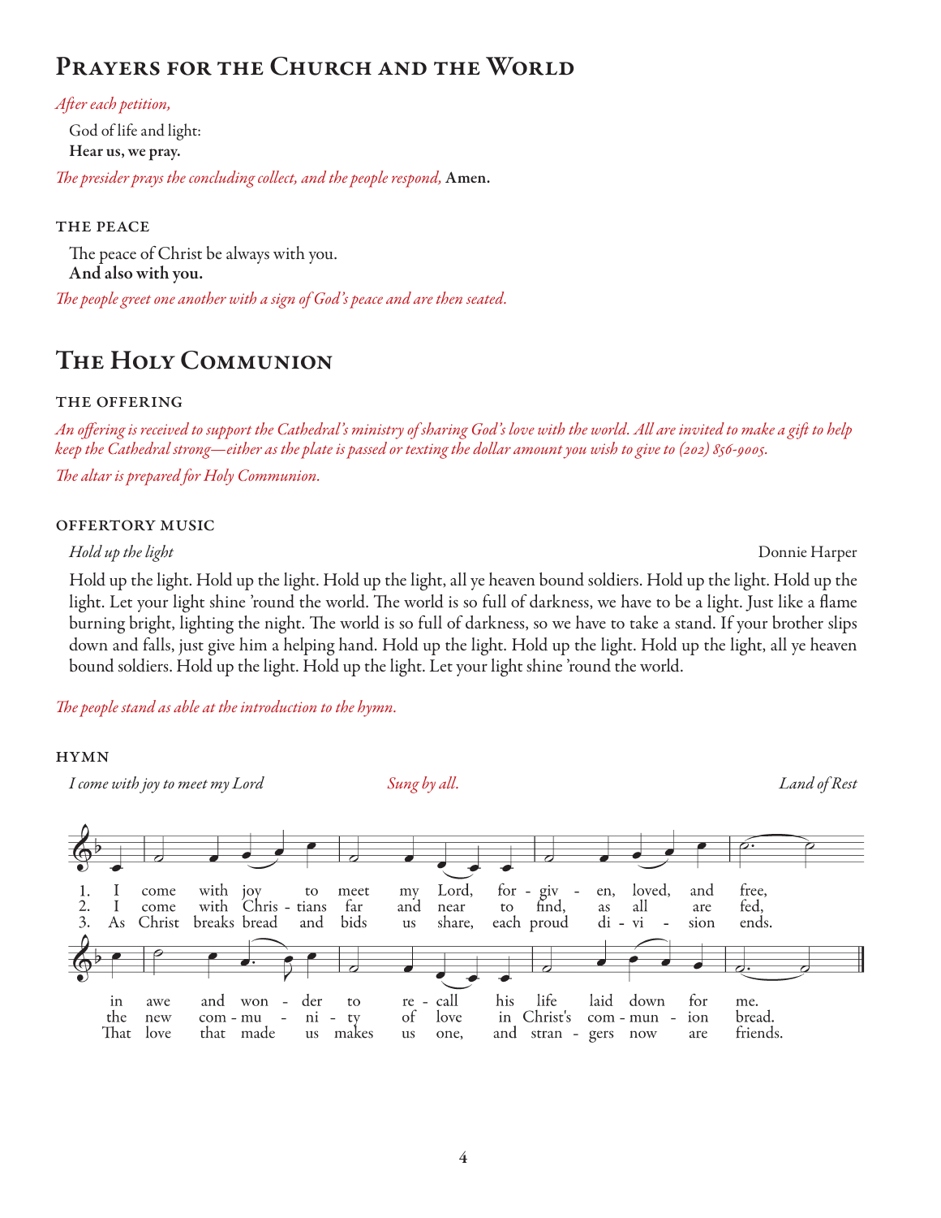# Prayers for the Church and the World

*After each petition,*

God of life and light:
**Hear us, we pray.**

*The presider prays the concluding collect, and the people respond,* **Amen.**

### THE PEACE

The peace of Christ be always with you.
**And also with you.**

*The people greet one another with a sign of God's peace and are then seated.*

# The Holy Communion

### THE OFFERING

*An offering is received to support the Cathedral's ministry of sharing God's love with the world. All are invited to make a gift to help keep the Cathedral strong—either as the plate is passed or texting the dollar amount you wish to give to (202) 856-9005.*

*The altar is prepared for Holy Communion.*

### OFFERTORY MUSIC

*Hold up the light* Donnie Harper

Hold up the light. Hold up the light. Hold up the light, all ye heaven bound soldiers. Hold up the light. Hold up the light. Let your light shine 'round the world. The world is so full of darkness, we have to be a light. Just like a flame burning bright, lighting the night. The world is so full of darkness, so we have to take a stand. If your brother slips down and falls, just give him a helping hand. Hold up the light. Hold up the light. Hold up the light, all ye heaven bound soldiers. Hold up the light. Hold up the light. Let your light shine 'round the world.

*The people stand as able at the introduction to the hymn.*

### HYMN

*I come with joy to meet my Lord* *Sung by all.* *Land of Rest*

1. I come with joy to meet my Lord, forgiven, loved, and free, in awe and wonder to recall his life laid down for me.
2. I come with Christians far and near to find, as all are fed, the new community of love in Christ's communion bread.
3. As Christ breaks bread and bids us share, each proud division ends. That love that made us makes us one, and strangers now are friends.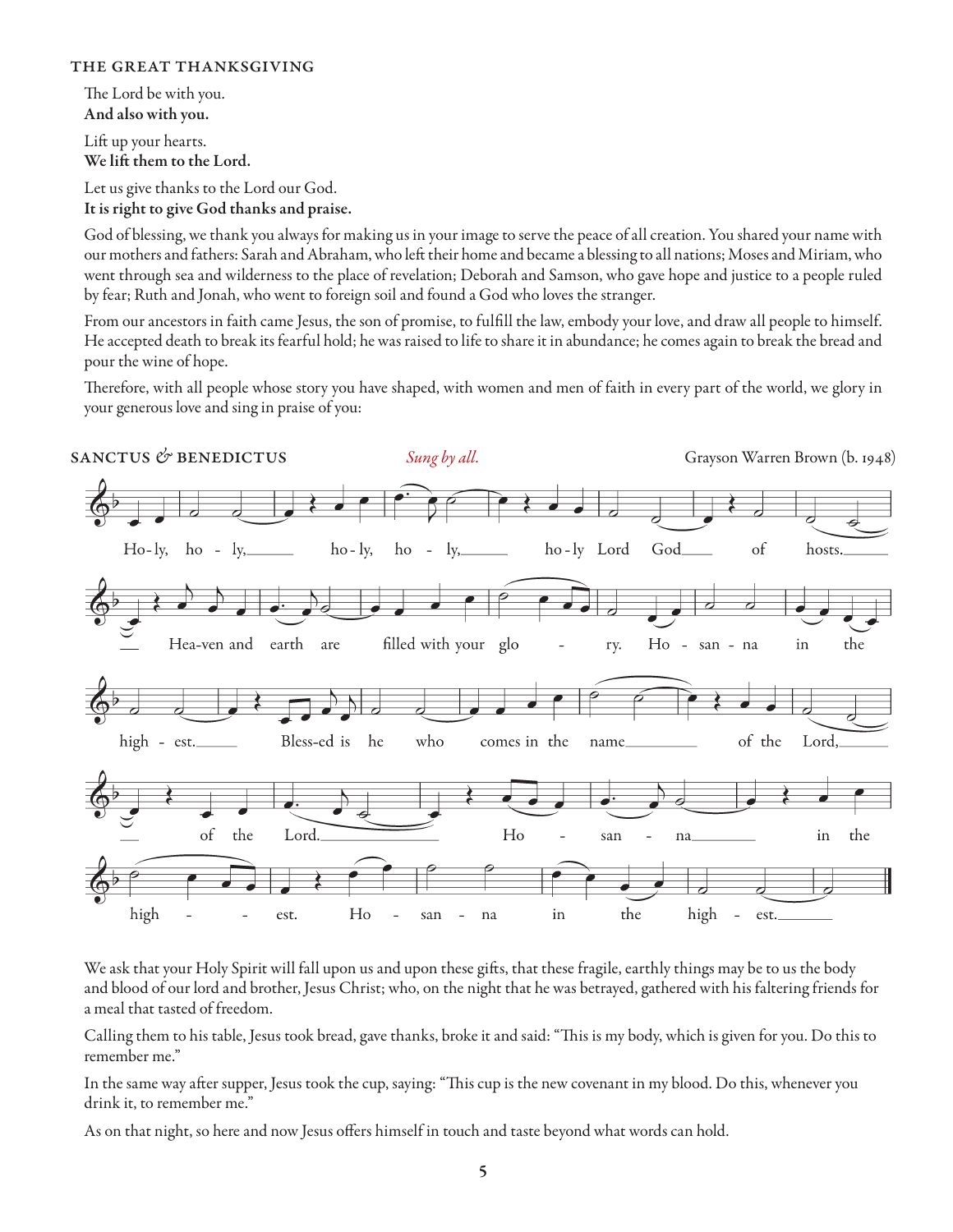### THE GREAT THANKSGIVING

The Lord be with you.
**And also with you.**

Lift up your hearts.
**We lift them to the Lord.**

Let us give thanks to the Lord our God.
**It is right to give God thanks and praise.**

God of blessing, we thank you always for making us in your image to serve the peace of all creation. You shared your name with our mothers and fathers: Sarah and Abraham, who left their home and became a blessing to all nations; Moses and Miriam, who went through sea and wilderness to the place of revelation; Deborah and Samson, who gave hope and justice to a people ruled by fear; Ruth and Jonah, who went to foreign soil and found a God who loves the stranger.

From our ancestors in faith came Jesus, the son of promise, to fulfill the law, embody your love, and draw all people to himself. He accepted death to break its fearful hold; he was raised to life to share it in abundance; he comes again to break the bread and pour the wine of hope.

Therefore, with all people whose story you have shaped, with women and men of faith in every part of the world, we glory in your generous love and sing in praise of you:

### SANCTUS & BENEDICTUS

*Sung by all.*

Grayson Warren Brown (b. 1948)

Holy, holy, holy, holy, holy Lord God of hosts. Heaven and earth are filled with your glory. Hosanna in the highest. Blessed is he who comes in the name of the Lord, of the Lord. Hosanna in the highest. Hosanna in the highest.

We ask that your Holy Spirit will fall upon us and upon these gifts, that these fragile, earthly things may be to us the body and blood of our lord and brother, Jesus Christ; who, on the night that he was betrayed, gathered with his faltering friends for a meal that tasted of freedom.

Calling them to his table, Jesus took bread, gave thanks, broke it and said: "This is my body, which is given for you. Do this to remember me."

In the same way after supper, Jesus took the cup, saying: "This cup is the new covenant in my blood. Do this, whenever you drink it, to remember me."

As on that night, so here and now Jesus offers himself in touch and taste beyond what words can hold.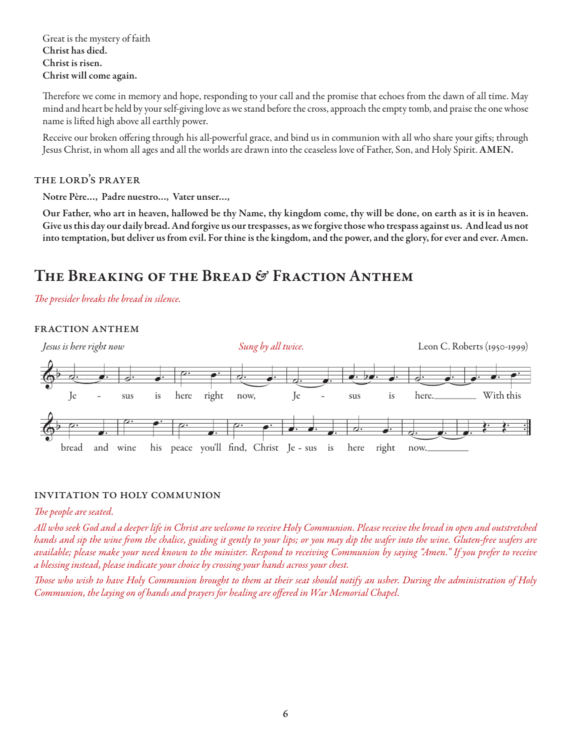Great is the mystery of faith
**Christ has died.**
**Christ is risen.**
**Christ will come again.**

Therefore we come in memory and hope, responding to your call and the promise that echoes from the dawn of all time. May mind and heart be held by your self-giving love as we stand before the cross, approach the empty tomb, and praise the one whose name is lifted high above all earthly power.

Receive our broken offering through his all-powerful grace, and bind us in communion with all who share your gifts; through Jesus Christ, in whom all ages and all the worlds are drawn into the ceaseless love of Father, Son, and Holy Spirit. **AMEN.**

### THE LORD'S PRAYER

**Notre Père…, Padre nuestro…, Vater unser…,**

**Our Father, who art in heaven, hallowed be thy Name, thy kingdom come, thy will be done, on earth as it is in heaven. Give us this day our daily bread. And forgive us our trespasses, as we forgive those who trespass against us. And lead us not into temptation, but deliver us from evil. For thine is the kingdom, and the power, and the glory, for ever and ever. Amen.**

## The Breaking of the Bread & Fraction Anthem

*The presider breaks the bread in silence.*

### FRACTION ANTHEM

*Jesus is here right now* — *Sung by all twice.* — Leon C. Roberts (1950-1999)

Jesus is here right now, Jesus is here. With this bread and wine his peace you'll find, Christ Jesus is here right now.

### INVITATION TO HOLY COMMUNION

*The people are seated.*

*All who seek God and a deeper life in Christ are welcome to receive Holy Communion. Please receive the bread in open and outstretched hands and sip the wine from the chalice, guiding it gently to your lips; or you may dip the wafer into the wine. Gluten-free wafers are available; please make your need known to the minister. Respond to receiving Communion by saying "Amen." If you prefer to receive a blessing instead, please indicate your choice by crossing your hands across your chest.*

*Those who wish to have Holy Communion brought to them at their seat should notify an usher. During the administration of Holy Communion, the laying on of hands and prayers for healing are offered in War Memorial Chapel.*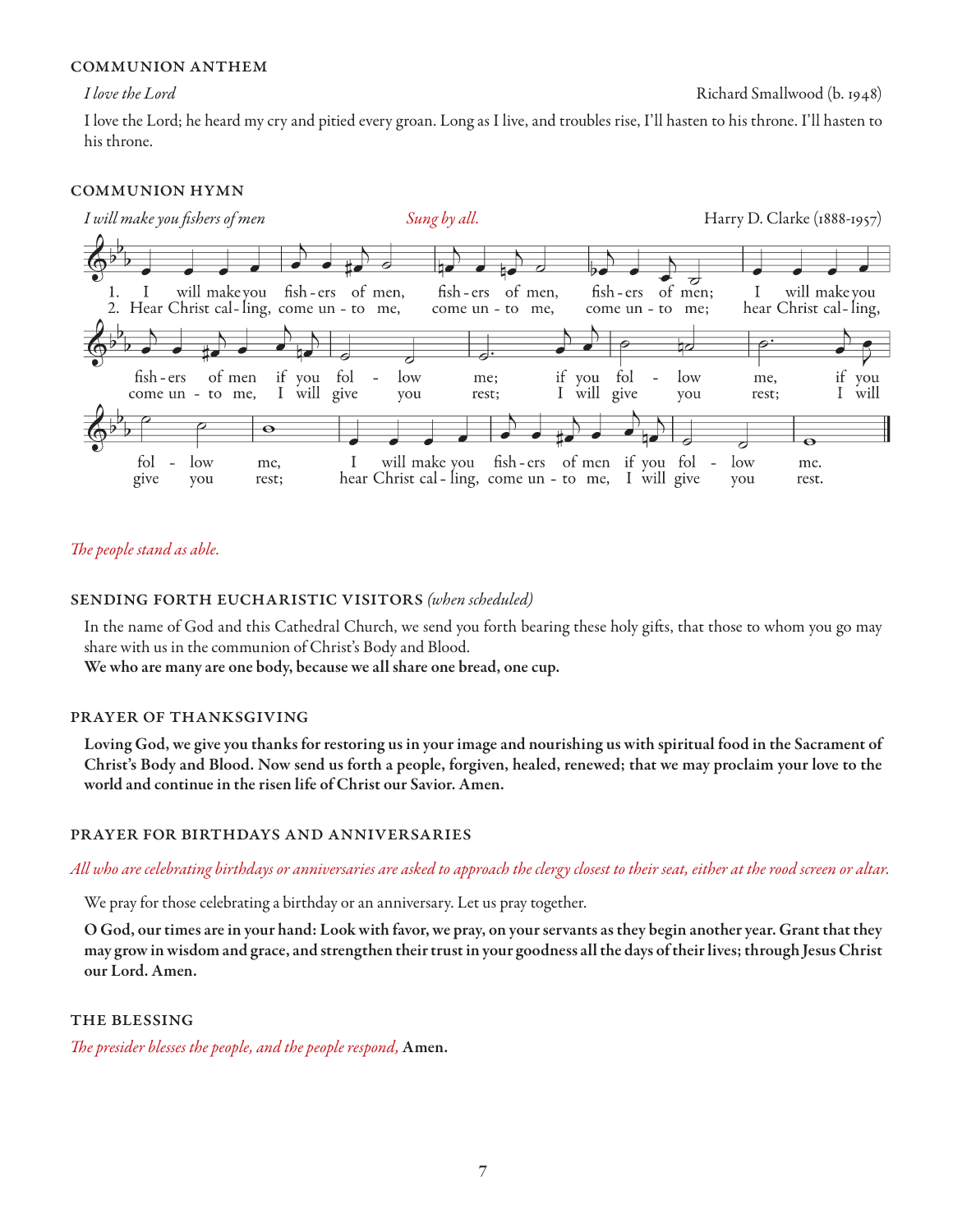## COMMUNION ANTHEM

*I love the Lord* — Richard Smallwood (b. 1948)

I love the Lord; he heard my cry and pitied every groan. Long as I live, and troubles rise, I'll hasten to his throne. I'll hasten to his throne.

## COMMUNION HYMN

*I will make you fishers of men* — *Sung by all.* — Harry D. Clarke (1888-1957)

1. I will make you fishers of men, fishers of men, fishers of men; I will make you fishers of men if you follow me; if you follow me, if you follow me, I will make you fishers of men if you follow me.
2. Hear Christ calling, come unto me, come unto me, come unto me; hear Christ calling, come unto me, I will give you rest; I will give you rest, I will give you rest; hear Christ calling, come unto me, I will give you rest.

*The people stand as able.*

## SENDING FORTH EUCHARISTIC VISITORS *(when scheduled)*

In the name of God and this Cathedral Church, we send you forth bearing these holy gifts, that those to whom you go may share with us in the communion of Christ's Body and Blood.

**We who are many are one body, because we all share one bread, one cup.**

## PRAYER OF THANKSGIVING

**Loving God, we give you thanks for restoring us in your image and nourishing us with spiritual food in the Sacrament of Christ's Body and Blood. Now send us forth a people, forgiven, healed, renewed; that we may proclaim your love to the world and continue in the risen life of Christ our Savior. Amen.**

## PRAYER FOR BIRTHDAYS AND ANNIVERSARIES

*All who are celebrating birthdays or anniversaries are asked to approach the clergy closest to their seat, either at the rood screen or altar.*

We pray for those celebrating a birthday or an anniversary. Let us pray together.

**O God, our times are in your hand: Look with favor, we pray, on your servants as they begin another year. Grant that they may grow in wisdom and grace, and strengthen their trust in your goodness all the days of their lives; through Jesus Christ our Lord. Amen.**

## THE BLESSING

*The presider blesses the people, and the people respond,* **Amen.**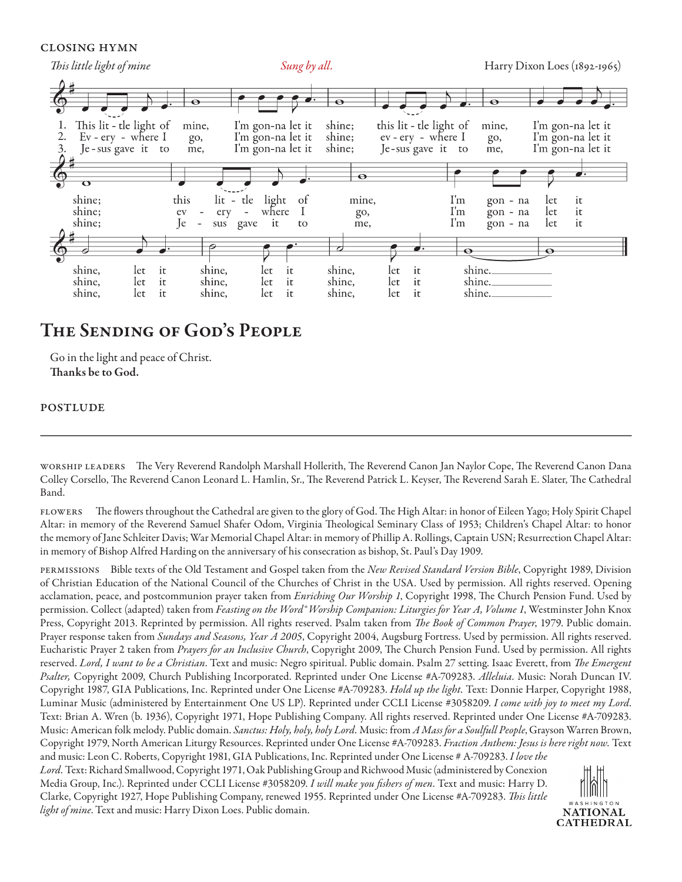CLOSING HYMN

*This little light of mine* *Sung by all.* Harry Dixon Loes (1892-1965)

1. This lit - tle light of mine, I'm gon-na let it shine; this lit - tle light of mine, I'm gon-na let it shine; this lit - tle light of mine, I'm gon - na let it shine, let it shine, let it shine, let it shine.
2. Ev - ery - where I go, I'm gon-na let it shine; ev - ery - where I go, I'm gon-na let it shine; ev - ery - where I go, I'm gon - na let it shine, let it shine, let it shine, let it shine.
3. Je - sus gave it to me, I'm gon-na let it shine; Je - sus gave it to me, I'm gon-na let it shine; Je - sus gave it to me, I'm gon - na let it shine, let it shine, let it shine, let it shine.

## The Sending of God's People

Go in the light and peace of Christ.
**Thanks be to God.**

POSTLUDE

---

WORSHIP LEADERS The Very Reverend Randolph Marshall Hollerith, The Reverend Canon Jan Naylor Cope, The Reverend Canon Dana Colley Corsello, The Reverend Canon Leonard L. Hamlin, Sr., The Reverend Patrick L. Keyser, The Reverend Sarah E. Slater, The Cathedral Band.

FLOWERS The flowers throughout the Cathedral are given to the glory of God. The High Altar: in honor of Eileen Yago; Holy Spirit Chapel Altar: in memory of the Reverend Samuel Shafer Odom, Virginia Theological Seminary Class of 1953; Children's Chapel Altar: to honor the memory of Jane Schleiter Davis; War Memorial Chapel Altar: in memory of Phillip A. Rollings, Captain USN; Resurrection Chapel Altar: in memory of Bishop Alfred Harding on the anniversary of his consecration as bishop, St. Paul's Day 1909.

PERMISSIONS Bible texts of the Old Testament and Gospel taken from the *New Revised Standard Version Bible*, Copyright 1989, Division of Christian Education of the National Council of the Churches of Christ in the USA. Used by permission. All rights reserved. Opening acclamation, peace, and postcommunion prayer taken from *Enriching Our Worship 1*, Copyright 1998, The Church Pension Fund. Used by permission. Collect (adapted) taken from *Feasting on the Word® Worship Companion: Liturgies for Year A, Volume 1*, Westminster John Knox Press, Copyright 2013. Reprinted by permission. All rights reserved. Psalm taken from *The Book of Common Prayer*, 1979. Public domain. Prayer response taken from *Sundays and Seasons, Year A 2005*, Copyright 2004, Augsburg Fortress. Used by permission. All rights reserved. Eucharistic Prayer 2 taken from *Prayers for an Inclusive Church*, Copyright 2009, The Church Pension Fund. Used by permission. All rights reserved. *Lord, I want to be a Christian*. Text and music: Negro spiritual. Public domain. Psalm 27 setting. Isaac Everett, from *The Emergent Psalter,* Copyright 2009, Church Publishing Incorporated. Reprinted under One License #A-709283. *Alleluia*. Music: Norah Duncan IV. Copyright 1987, GIA Publications, Inc. Reprinted under One License #A-709283. *Hold up the light*. Text: Donnie Harper, Copyright 1988, Luminar Music (administered by Entertainment One US LP). Reprinted under CCLI License #3058209. *I come with joy to meet my Lord*. Text: Brian A. Wren (b. 1936), Copyright 1971, Hope Publishing Company. All rights reserved. Reprinted under One License #A-709283. Music: American folk melody. Public domain. *Sanctus: Holy, holy, holy Lord.* Music: from *A Mass for a Soulfull People*, Grayson Warren Brown, Copyright 1979, North American Liturgy Resources. Reprinted under One License #A-709283. *Fraction Anthem: Jesus is here right now*. Text and music: Leon C. Roberts, Copyright 1981, GIA Publications, Inc. Reprinted under One License # A-709283. *I love the Lord*. Text: Richard Smallwood, Copyright 1971, Oak Publishing Group and Richwood Music (administered by Conexion Media Group, Inc.). Reprinted under CCLI License #3058209. *I will make you fishers of men*. Text and music: Harry D. Clarke, Copyright 1927, Hope Publishing Company, renewed 1955. Reprinted under One License #A-709283. *This little light of mine*. Text and music: Harry Dixon Loes. Public domain.

WASHINGTON NATIONAL CATHEDRAL